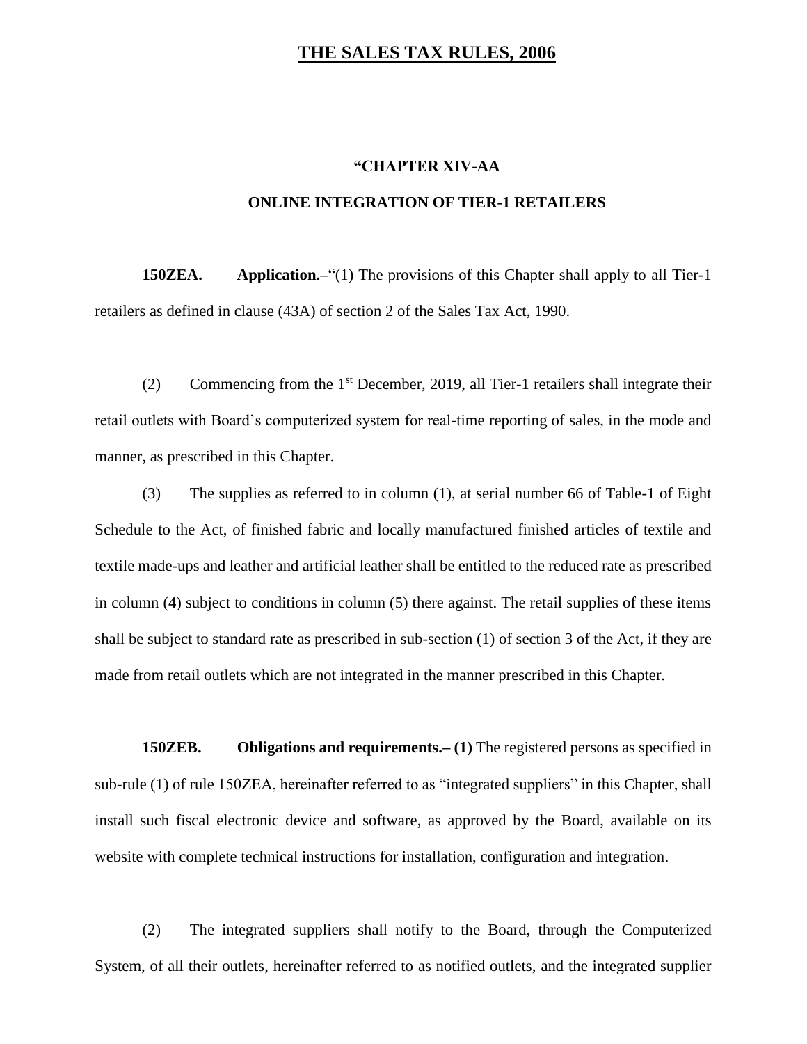# THE SALES TAX RULES, 2006

## "CHAPTER XIV-AA

## ONLINE INTEGRATION OF TIER-1 RETAILERS

**150ZEA. Application.–**"(1) The provisions of this Chapter shall apply to all Tier-1 retailers as defined in clause (43A) of section 2 of the Sales Tax Act, 1990.

(2) Commencing from the 1st December, 2019, all Tier-1 retailers shall integrate their retail outlets with Board's computerized system for real-time reporting of sales, in the mode and manner, as prescribed in this Chapter.

(3) The supplies as referred to in column (1), at serial number 66 of Table-1 of Eight Schedule to the Act, of finished fabric and locally manufactured finished articles of textile and textile made-ups and leather and artificial leather shall be entitled to the reduced rate as prescribed in column (4) subject to conditions in column (5) there against. The retail supplies of these items shall be subject to standard rate as prescribed in sub-section (1) of section 3 of the Act, if they are made from retail outlets which are not integrated in the manner prescribed in this Chapter.

**150ZEB. Obligations and requirements.– (1)** The registered persons as specified in sub-rule (1) of rule 150ZEA, hereinafter referred to as "integrated suppliers" in this Chapter, shall install such fiscal electronic device and software, as approved by the Board, available on its website with complete technical instructions for installation, configuration and integration.

(2) The integrated suppliers shall notify to the Board, through the Computerized System, of all their outlets, hereinafter referred to as notified outlets, and the integrated supplier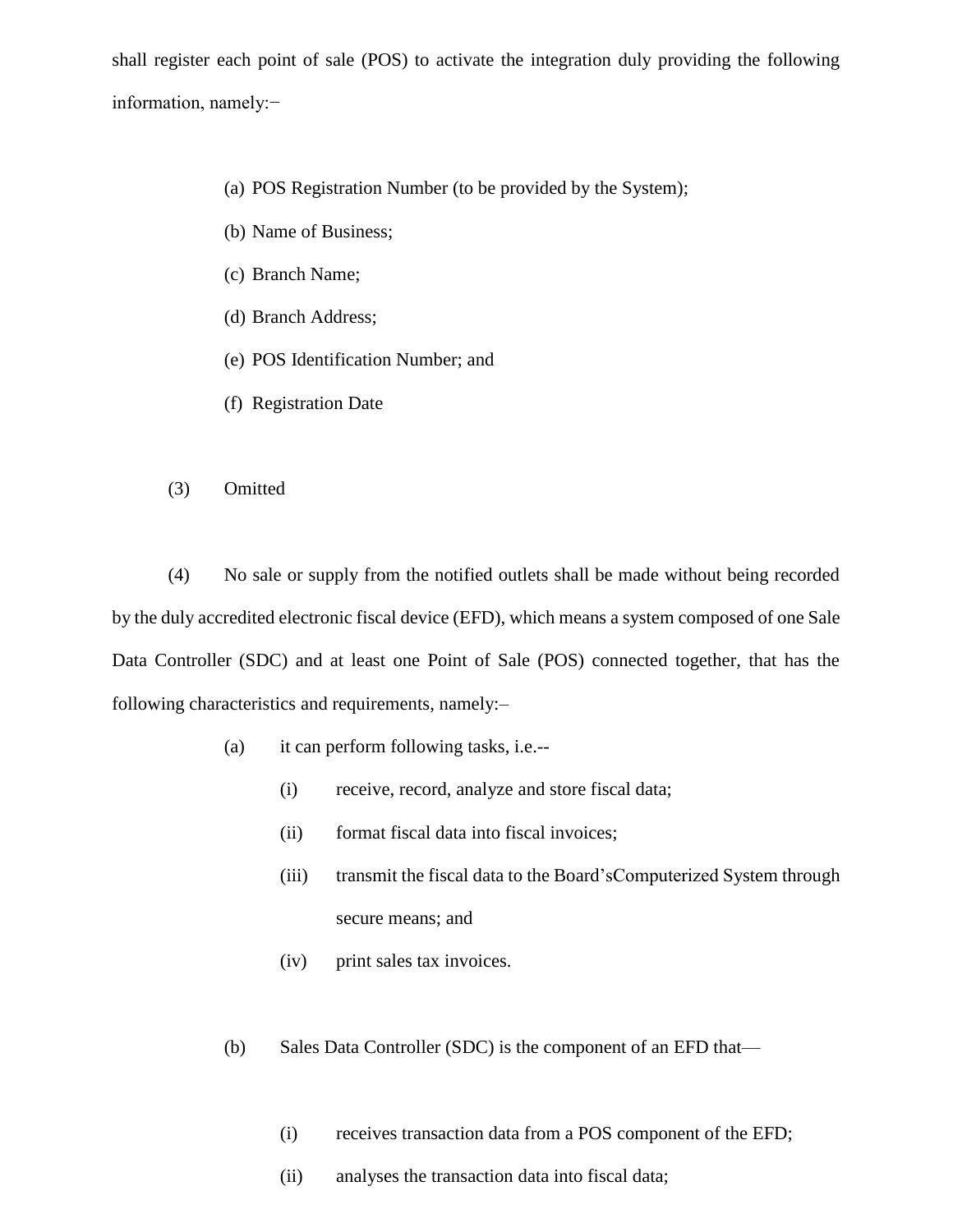shall register each point of sale (POS) to activate the integration duly providing the following information, namely:−

(a) POS Registration Number (to be provided by the System);

(b) Name of Business;

(c) Branch Name;

(d) Branch Address;

(e) POS Identification Number; and

(f) Registration Date

(3) Omitted

(4) No sale or supply from the notified outlets shall be made without being recorded by the duly accredited electronic fiscal device (EFD), which means a system composed of one Sale Data Controller (SDC) and at least one Point of Sale (POS) connected together, that has the following characteristics and requirements, namely:–

(a) it can perform following tasks, i.e.--

(i) receive, record, analyze and store fiscal data;

(ii) format fiscal data into fiscal invoices;

(iii) transmit the fiscal data to the Board'sComputerized System through secure means; and

(iv) print sales tax invoices.

(b) Sales Data Controller (SDC) is the component of an EFD that—

(i) receives transaction data from a POS component of the EFD;

(ii) analyses the transaction data into fiscal data;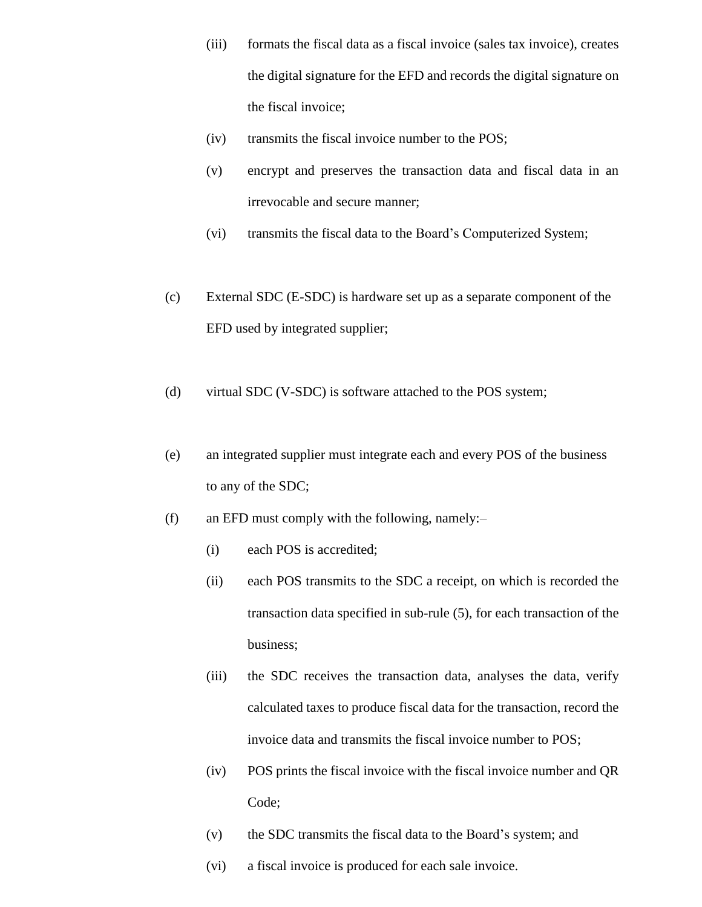(iii) formats the fiscal data as a fiscal invoice (sales tax invoice), creates the digital signature for the EFD and records the digital signature on the fiscal invoice;

(iv) transmits the fiscal invoice number to the POS;

(v) encrypt and preserves the transaction data and fiscal data in an irrevocable and secure manner;

(vi) transmits the fiscal data to the Board's Computerized System;

(c) External SDC (E-SDC) is hardware set up as a separate component of the EFD used by integrated supplier;

(d) virtual SDC (V-SDC) is software attached to the POS system;

(e) an integrated supplier must integrate each and every POS of the business to any of the SDC;

(f) an EFD must comply with the following, namely:–

(i) each POS is accredited;

(ii) each POS transmits to the SDC a receipt, on which is recorded the transaction data specified in sub-rule (5), for each transaction of the business;

(iii) the SDC receives the transaction data, analyses the data, verify calculated taxes to produce fiscal data for the transaction, record the invoice data and transmits the fiscal invoice number to POS;

(iv) POS prints the fiscal invoice with the fiscal invoice number and QR Code;

(v) the SDC transmits the fiscal data to the Board's system; and

(vi) a fiscal invoice is produced for each sale invoice.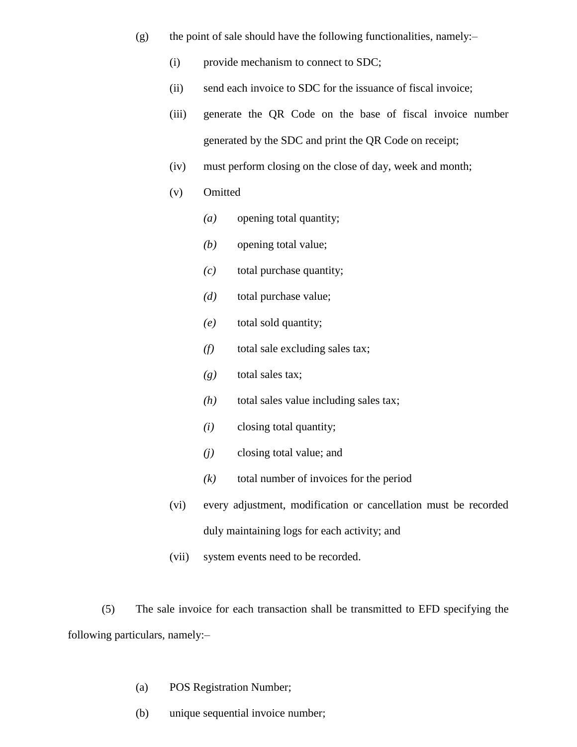(g) the point of sale should have the following functionalities, namely:–

  (i) provide mechanism to connect to SDC;

  (ii) send each invoice to SDC for the issuance of fiscal invoice;

  (iii) generate the QR Code on the base of fiscal invoice number generated by the SDC and print the QR Code on receipt;

  (iv) must perform closing on the close of day, week and month;

  (v) Omitted

    *(a)* opening total quantity;

    *(b)* opening total value;

    *(c)* total purchase quantity;

    *(d)* total purchase value;

    *(e)* total sold quantity;

    *(f)* total sale excluding sales tax;

    *(g)* total sales tax;

    *(h)* total sales value including sales tax;

    *(i)* closing total quantity;

    *(j)* closing total value; and

    *(k)* total number of invoices for the period

  (vi) every adjustment, modification or cancellation must be recorded duly maintaining logs for each activity; and

  (vii) system events need to be recorded.

(5) The sale invoice for each transaction shall be transmitted to EFD specifying the following particulars, namely:–

(a) POS Registration Number;

(b) unique sequential invoice number;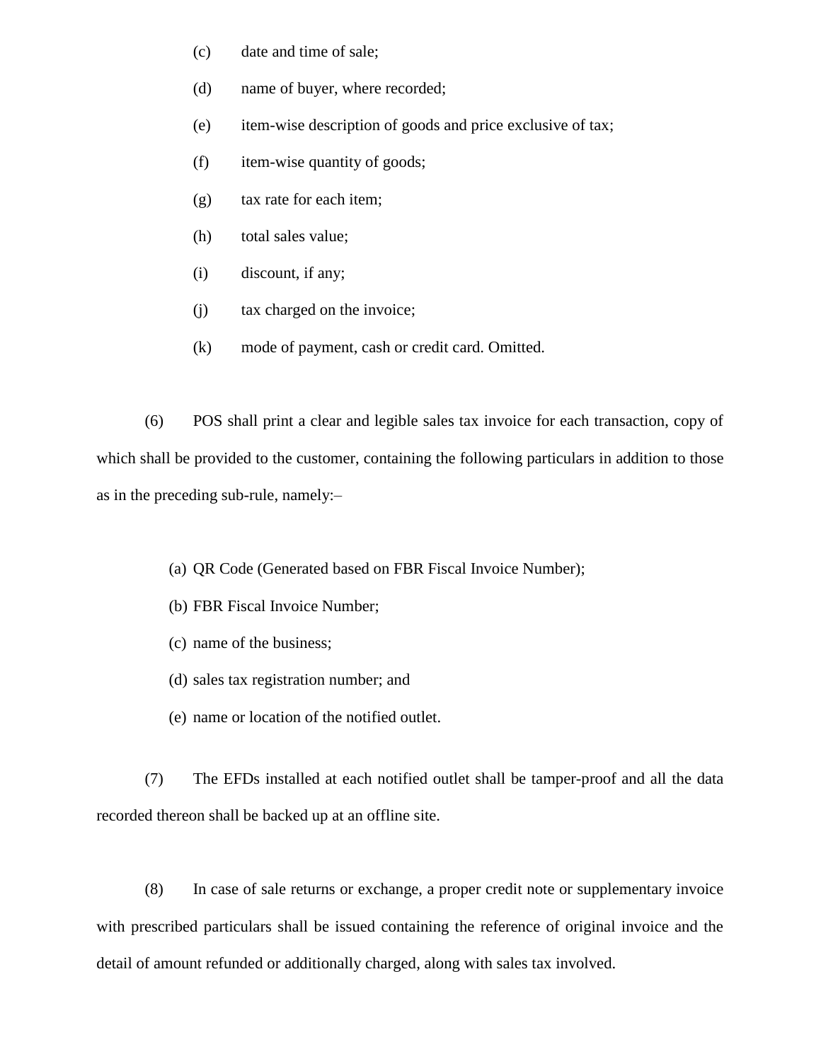(c) date and time of sale;

(d) name of buyer, where recorded;

(e) item-wise description of goods and price exclusive of tax;

(f) item-wise quantity of goods;

(g) tax rate for each item;

(h) total sales value;

(i) discount, if any;

(j) tax charged on the invoice;

(k) mode of payment, cash or credit card. Omitted.

(6) POS shall print a clear and legible sales tax invoice for each transaction, copy of which shall be provided to the customer, containing the following particulars in addition to those as in the preceding sub-rule, namely:–

(a) QR Code (Generated based on FBR Fiscal Invoice Number);

(b) FBR Fiscal Invoice Number;

(c) name of the business;

(d) sales tax registration number; and

(e) name or location of the notified outlet.

(7) The EFDs installed at each notified outlet shall be tamper-proof and all the data recorded thereon shall be backed up at an offline site.

(8) In case of sale returns or exchange, a proper credit note or supplementary invoice with prescribed particulars shall be issued containing the reference of original invoice and the detail of amount refunded or additionally charged, along with sales tax involved.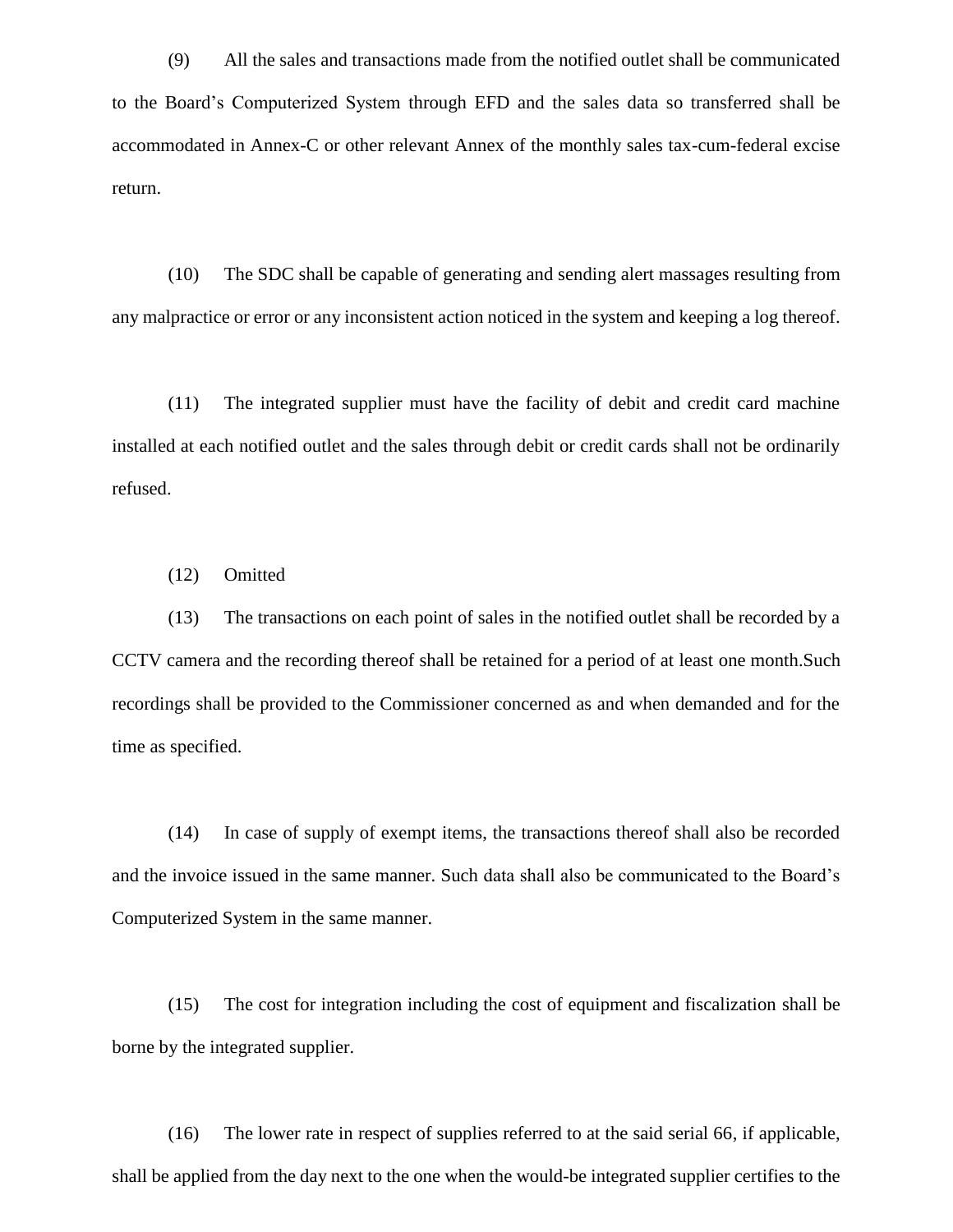(9) All the sales and transactions made from the notified outlet shall be communicated to the Board's Computerized System through EFD and the sales data so transferred shall be accommodated in Annex-C or other relevant Annex of the monthly sales tax-cum-federal excise return.

(10) The SDC shall be capable of generating and sending alert massages resulting from any malpractice or error or any inconsistent action noticed in the system and keeping a log thereof.

(11) The integrated supplier must have the facility of debit and credit card machine installed at each notified outlet and the sales through debit or credit cards shall not be ordinarily refused.

(12) Omitted

(13) The transactions on each point of sales in the notified outlet shall be recorded by a CCTV camera and the recording thereof shall be retained for a period of at least one month.Such recordings shall be provided to the Commissioner concerned as and when demanded and for the time as specified.

(14) In case of supply of exempt items, the transactions thereof shall also be recorded and the invoice issued in the same manner. Such data shall also be communicated to the Board's Computerized System in the same manner.

(15) The cost for integration including the cost of equipment and fiscalization shall be borne by the integrated supplier.

(16) The lower rate in respect of supplies referred to at the said serial 66, if applicable, shall be applied from the day next to the one when the would-be integrated supplier certifies to the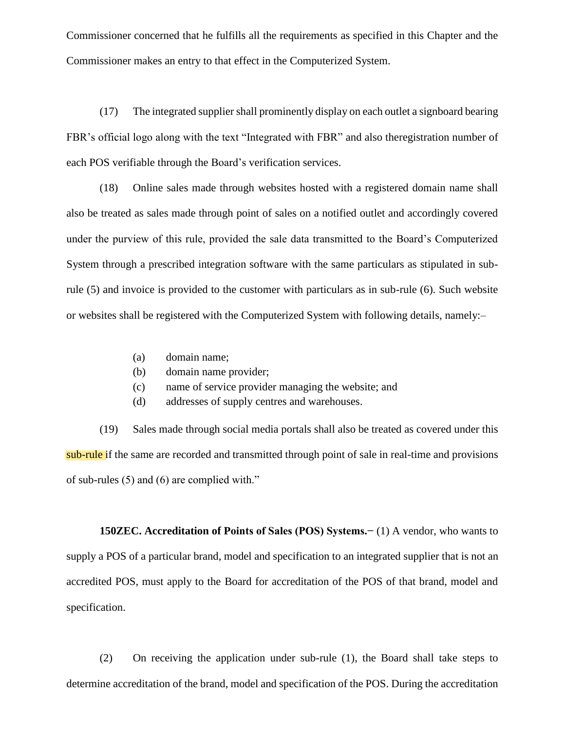Commissioner concerned that he fulfills all the requirements as specified in this Chapter and the Commissioner makes an entry to that effect in the Computerized System.

(17) The integrated supplier shall prominently display on each outlet a signboard bearing FBR's official logo along with the text "Integrated with FBR" and also theregistration number of each POS verifiable through the Board's verification services.

(18) Online sales made through websites hosted with a registered domain name shall also be treated as sales made through point of sales on a notified outlet and accordingly covered under the purview of this rule, provided the sale data transmitted to the Board's Computerized System through a prescribed integration software with the same particulars as stipulated in sub-rule (5) and invoice is provided to the customer with particulars as in sub-rule (6). Such website or websites shall be registered with the Computerized System with following details, namely:–

(a) domain name;
(b) domain name provider;
(c) name of service provider managing the website; and
(d) addresses of supply centres and warehouses.

(19) Sales made through social media portals shall also be treated as covered under this sub-rule if the same are recorded and transmitted through point of sale in real-time and provisions of sub-rules (5) and (6) are complied with."

**150ZEC. Accreditation of Points of Sales (POS) Systems.–** (1) A vendor, who wants to supply a POS of a particular brand, model and specification to an integrated supplier that is not an accredited POS, must apply to the Board for accreditation of the POS of that brand, model and specification.

(2) On receiving the application under sub-rule (1), the Board shall take steps to determine accreditation of the brand, model and specification of the POS. During the accreditation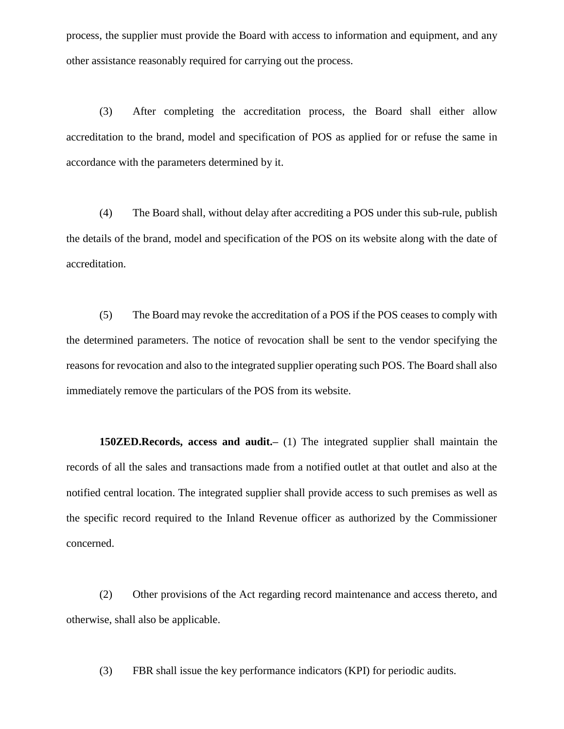process, the supplier must provide the Board with access to information and equipment, and any other assistance reasonably required for carrying out the process.

(3) After completing the accreditation process, the Board shall either allow accreditation to the brand, model and specification of POS as applied for or refuse the same in accordance with the parameters determined by it.

(4) The Board shall, without delay after accrediting a POS under this sub-rule, publish the details of the brand, model and specification of the POS on its website along with the date of accreditation.

(5) The Board may revoke the accreditation of a POS if the POS ceases to comply with the determined parameters. The notice of revocation shall be sent to the vendor specifying the reasons for revocation and also to the integrated supplier operating such POS. The Board shall also immediately remove the particulars of the POS from its website.

**150ZED.Records, access and audit.–** (1) The integrated supplier shall maintain the records of all the sales and transactions made from a notified outlet at that outlet and also at the notified central location. The integrated supplier shall provide access to such premises as well as the specific record required to the Inland Revenue officer as authorized by the Commissioner concerned.

(2) Other provisions of the Act regarding record maintenance and access thereto, and otherwise, shall also be applicable.

(3) FBR shall issue the key performance indicators (KPI) for periodic audits.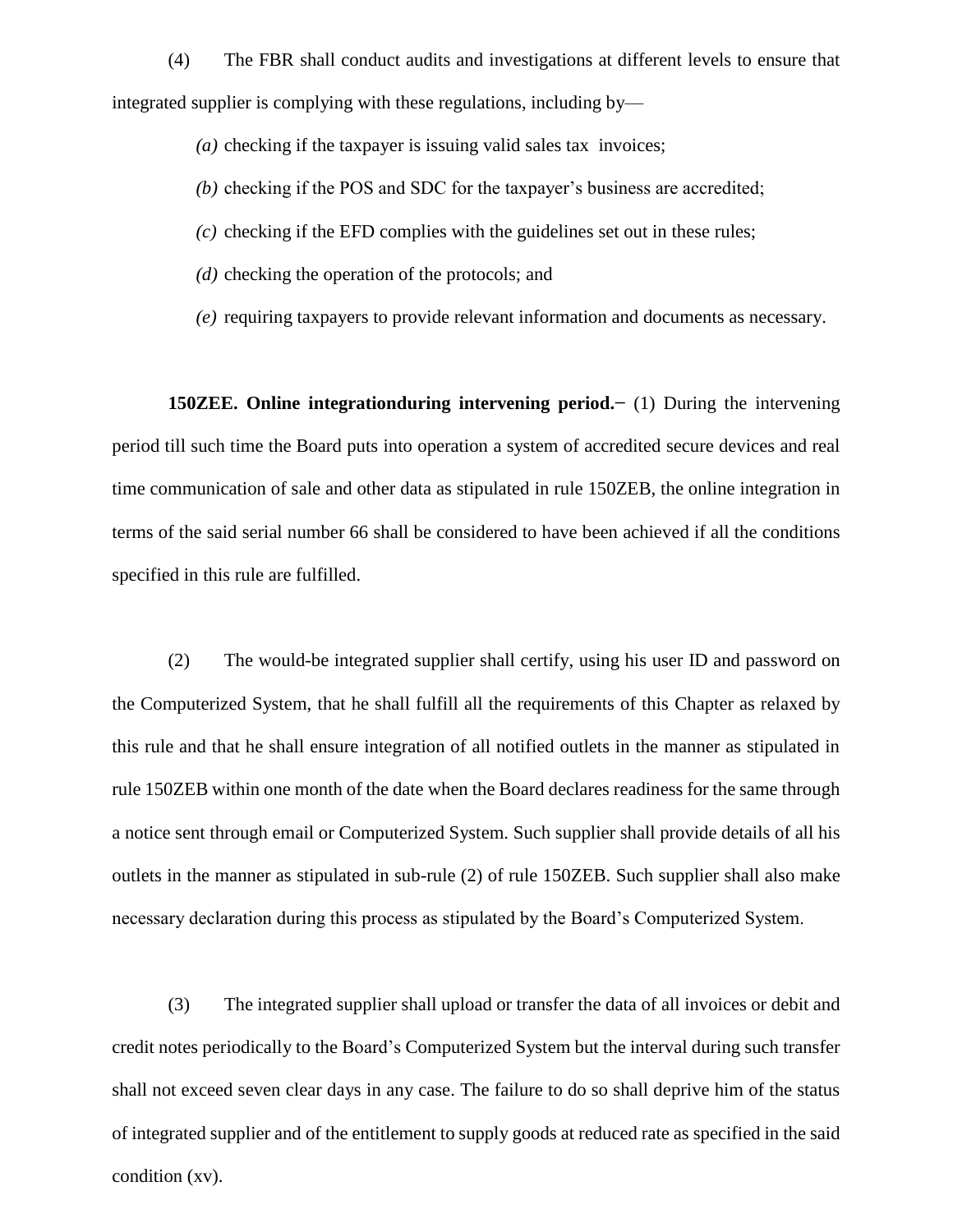(4) The FBR shall conduct audits and investigations at different levels to ensure that integrated supplier is complying with these regulations, including by—

*(a)* checking if the taxpayer is issuing valid sales tax invoices;

*(b)* checking if the POS and SDC for the taxpayer's business are accredited;

*(c)* checking if the EFD complies with the guidelines set out in these rules;

*(d)* checking the operation of the protocols; and

*(e)* requiring taxpayers to provide relevant information and documents as necessary.

**150ZEE. Online integrationduring intervening period.**− (1) During the intervening period till such time the Board puts into operation a system of accredited secure devices and real time communication of sale and other data as stipulated in rule 150ZEB, the online integration in terms of the said serial number 66 shall be considered to have been achieved if all the conditions specified in this rule are fulfilled.

(2) The would-be integrated supplier shall certify, using his user ID and password on the Computerized System, that he shall fulfill all the requirements of this Chapter as relaxed by this rule and that he shall ensure integration of all notified outlets in the manner as stipulated in rule 150ZEB within one month of the date when the Board declares readiness for the same through a notice sent through email or Computerized System. Such supplier shall provide details of all his outlets in the manner as stipulated in sub-rule (2) of rule 150ZEB. Such supplier shall also make necessary declaration during this process as stipulated by the Board's Computerized System.

(3) The integrated supplier shall upload or transfer the data of all invoices or debit and credit notes periodically to the Board's Computerized System but the interval during such transfer shall not exceed seven clear days in any case. The failure to do so shall deprive him of the status of integrated supplier and of the entitlement to supply goods at reduced rate as specified in the said condition (xv).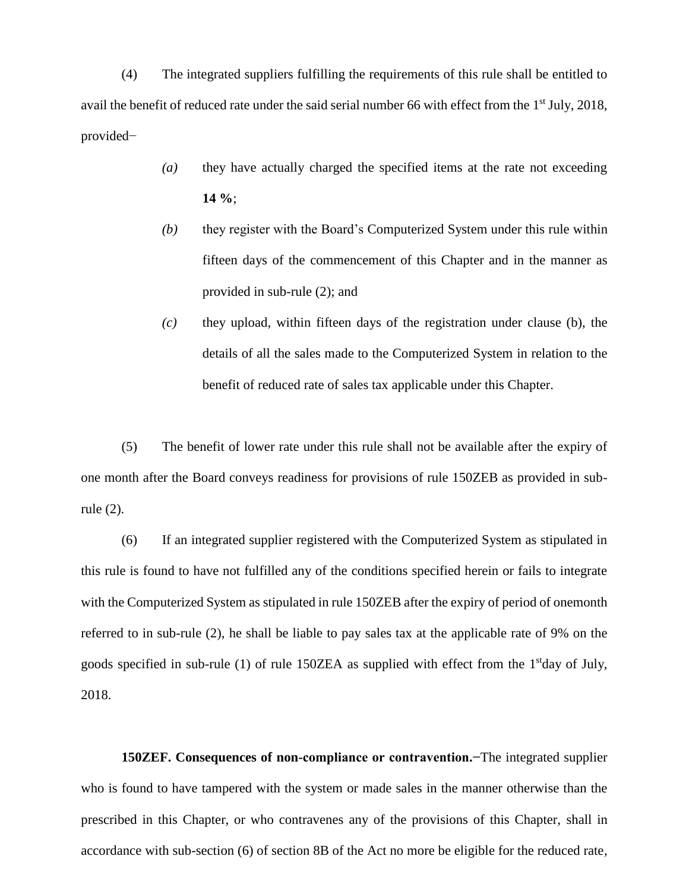(4) The integrated suppliers fulfilling the requirements of this rule shall be entitled to avail the benefit of reduced rate under the said serial number 66 with effect from the 1st July, 2018, provided−

*(a)* they have actually charged the specified items at the rate not exceeding **14 %**;

*(b)* they register with the Board's Computerized System under this rule within fifteen days of the commencement of this Chapter and in the manner as provided in sub-rule (2); and

*(c)* they upload, within fifteen days of the registration under clause (b), the details of all the sales made to the Computerized System in relation to the benefit of reduced rate of sales tax applicable under this Chapter.

(5) The benefit of lower rate under this rule shall not be available after the expiry of one month after the Board conveys readiness for provisions of rule 150ZEB as provided in sub-rule (2).

(6) If an integrated supplier registered with the Computerized System as stipulated in this rule is found to have not fulfilled any of the conditions specified herein or fails to integrate with the Computerized System as stipulated in rule 150ZEB after the expiry of period of onemonth referred to in sub-rule (2), he shall be liable to pay sales tax at the applicable rate of 9% on the goods specified in sub-rule (1) of rule 150ZEA as supplied with effect from the 1stday of July, 2018.

**150ZEF. Consequences of non-compliance or contravention.**−The integrated supplier who is found to have tampered with the system or made sales in the manner otherwise than the prescribed in this Chapter, or who contravenes any of the provisions of this Chapter, shall in accordance with sub-section (6) of section 8B of the Act no more be eligible for the reduced rate,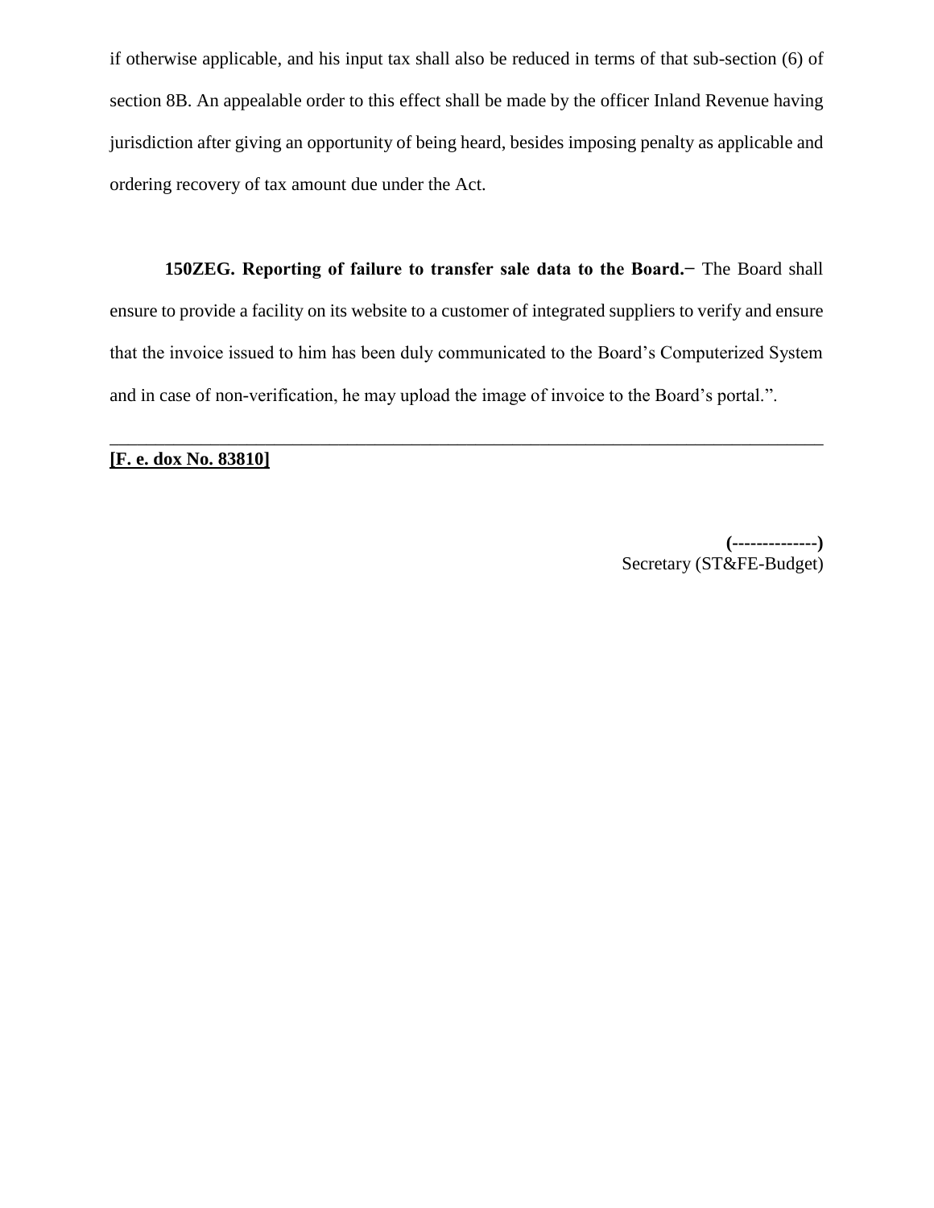if otherwise applicable, and his input tax shall also be reduced in terms of that sub-section (6) of section 8B. An appealable order to this effect shall be made by the officer Inland Revenue having jurisdiction after giving an opportunity of being heard, besides imposing penalty as applicable and ordering recovery of tax amount due under the Act.

**150ZEG. Reporting of failure to transfer sale data to the Board.**− The Board shall ensure to provide a facility on its website to a customer of integrated suppliers to verify and ensure that the invoice issued to him has been duly communicated to the Board's Computerized System and in case of non-verification, he may upload the image of invoice to the Board's portal.".

---

**[F. e. dox No. 83810]**

**(-------------)**
Secretary (ST&FE-Budget)